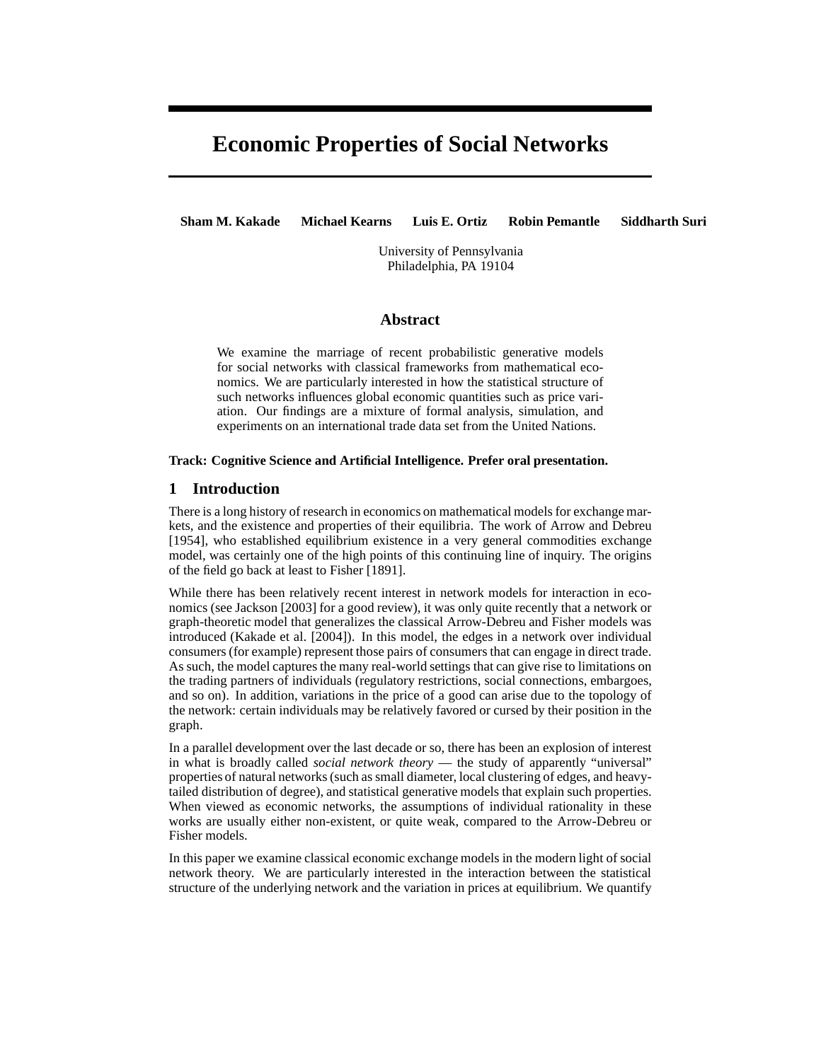# Economic Properties of Social Networks

**Sham M. Kakade** **Michael Kearns** **Luis E. Ortiz** **Robin Pemantle** **Siddharth Suri**

University of Pennsylvania
Philadelphia, PA 19104

## Abstract

We examine the marriage of recent probabilistic generative models for social networks with classical frameworks from mathematical economics. We are particularly interested in how the statistical structure of such networks influences global economic quantities such as price variation. Our findings are a mixture of formal analysis, simulation, and experiments on an international trade data set from the United Nations.

**Track: Cognitive Science and Artificial Intelligence. Prefer oral presentation.**

## 1 Introduction

There is a long history of research in economics on mathematical models for exchange markets, and the existence and properties of their equilibria. The work of Arrow and Debreu [1954], who established equilibrium existence in a very general commodities exchange model, was certainly one of the high points of this continuing line of inquiry. The origins of the field go back at least to Fisher [1891].

While there has been relatively recent interest in network models for interaction in economics (see Jackson [2003] for a good review), it was only quite recently that a network or graph-theoretic model that generalizes the classical Arrow-Debreu and Fisher models was introduced (Kakade et al. [2004]). In this model, the edges in a network over individual consumers (for example) represent those pairs of consumers that can engage in direct trade. As such, the model captures the many real-world settings that can give rise to limitations on the trading partners of individuals (regulatory restrictions, social connections, embargoes, and so on). In addition, variations in the price of a good can arise due to the topology of the network: certain individuals may be relatively favored or cursed by their position in the graph.

In a parallel development over the last decade or so, there has been an explosion of interest in what is broadly called *social network theory* — the study of apparently "universal" properties of natural networks (such as small diameter, local clustering of edges, and heavy-tailed distribution of degree), and statistical generative models that explain such properties. When viewed as economic networks, the assumptions of individual rationality in these works are usually either non-existent, or quite weak, compared to the Arrow-Debreu or Fisher models.

In this paper we examine classical economic exchange models in the modern light of social network theory. We are particularly interested in the interaction between the statistical structure of the underlying network and the variation in prices at equilibrium. We quantify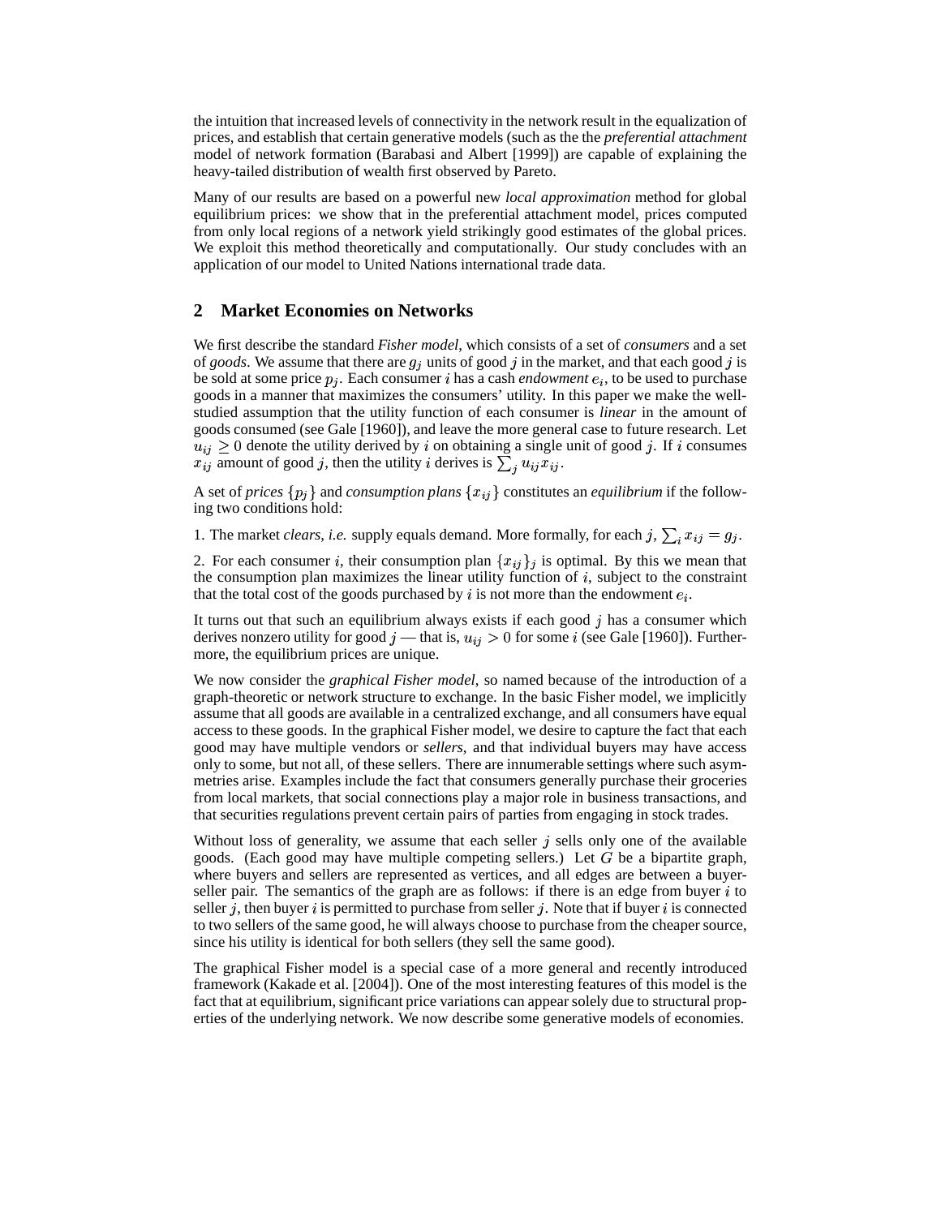the intuition that increased levels of connectivity in the network result in the equalization of prices, and establish that certain generative models (such as the the *preferential attachment* model of network formation (Barabasi and Albert [1999]) are capable of explaining the heavy-tailed distribution of wealth first observed by Pareto.

Many of our results are based on a powerful new *local approximation* method for global equilibrium prices: we show that in the preferential attachment model, prices computed from only local regions of a network yield strikingly good estimates of the global prices. We exploit this method theoretically and computationally. Our study concludes with an application of our model to United Nations international trade data.

## 2 Market Economies on Networks

We first describe the standard *Fisher model*, which consists of a set of *consumers* and a set of *goods*. We assume that there are $g_j$ units of good $j$ in the market, and that each good $j$ is be sold at some price $p_j$. Each consumer $i$ has a cash *endowment* $e_i$, to be used to purchase goods in a manner that maximizes the consumers' utility. In this paper we make the well-studied assumption that the utility function of each consumer is *linear* in the amount of goods consumed (see Gale [1960]), and leave the more general case to future research. Let $u_{ij} \geq 0$ denote the utility derived by $i$ on obtaining a single unit of good $j$. If $i$ consumes $x_{ij}$ amount of good $j$, then the utility $i$ derives is $\sum_j u_{ij} x_{ij}$.

A set of *prices* $\{p_j\}$ and *consumption plans* $\{x_{ij}\}$ constitutes an *equilibrium* if the following two conditions hold:

1. The market *clears*, *i.e.* supply equals demand. More formally, for each $j$, $\sum_i x_{ij} = g_j$.

2. For each consumer $i$, their consumption plan $\{x_{ij}\}_j$ is optimal. By this we mean that the consumption plan maximizes the linear utility function of $i$, subject to the constraint that the total cost of the goods purchased by $i$ is not more than the endowment $e_i$.

It turns out that such an equilibrium always exists if each good $j$ has a consumer which derives nonzero utility for good $j$ — that is, $u_{ij} > 0$ for some $i$ (see Gale [1960]). Furthermore, the equilibrium prices are unique.

We now consider the *graphical Fisher model*, so named because of the introduction of a graph-theoretic or network structure to exchange. In the basic Fisher model, we implicitly assume that all goods are available in a centralized exchange, and all consumers have equal access to these goods. In the graphical Fisher model, we desire to capture the fact that each good may have multiple vendors or *sellers*, and that individual buyers may have access only to some, but not all, of these sellers. There are innumerable settings where such asymmetries arise. Examples include the fact that consumers generally purchase their groceries from local markets, that social connections play a major role in business transactions, and that securities regulations prevent certain pairs of parties from engaging in stock trades.

Without loss of generality, we assume that each seller $j$ sells only one of the available goods. (Each good may have multiple competing sellers.) Let $G$ be a bipartite graph, where buyers and sellers are represented as vertices, and all edges are between a buyer-seller pair. The semantics of the graph are as follows: if there is an edge from buyer $i$ to seller $j$, then buyer $i$ is permitted to purchase from seller $j$. Note that if buyer $i$ is connected to two sellers of the same good, he will always choose to purchase from the cheaper source, since his utility is identical for both sellers (they sell the same good).

The graphical Fisher model is a special case of a more general and recently introduced framework (Kakade et al. [2004]). One of the most interesting features of this model is the fact that at equilibrium, significant price variations can appear solely due to structural properties of the underlying network. We now describe some generative models of economies.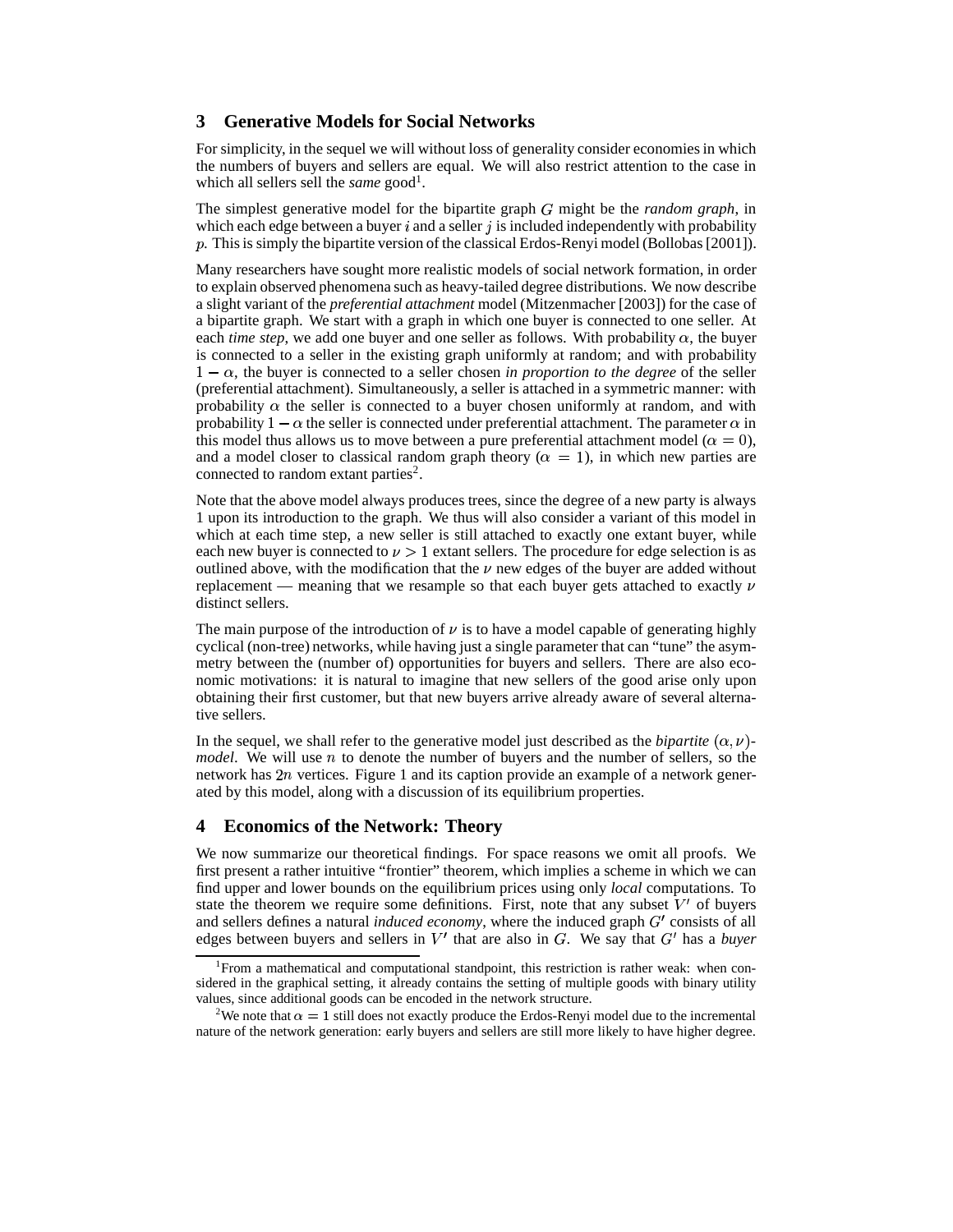## 3 Generative Models for Social Networks

For simplicity, in the sequel we will without loss of generality consider economies in which the numbers of buyers and sellers are equal. We will also restrict attention to the case in which all sellers sell the *same* good[1].

The simplest generative model for the bipartite graph $G$ might be the *random graph*, in which each edge between a buyer $i$ and a seller $j$ is included independently with probability $p$. This is simply the bipartite version of the classical Erdos-Renyi model (Bollobas [2001]).

Many researchers have sought more realistic models of social network formation, in order to explain observed phenomena such as heavy-tailed degree distributions. We now describe a slight variant of the *preferential attachment* model (Mitzenmacher [2003]) for the case of a bipartite graph. We start with a graph in which one buyer is connected to one seller. At each *time step*, we add one buyer and one seller as follows. With probability $\alpha$, the buyer is connected to a seller in the existing graph uniformly at random; and with probability $1 - \alpha$, the buyer is connected to a seller chosen *in proportion to the degree* of the seller (preferential attachment). Simultaneously, a seller is attached in a symmetric manner: with probability $\alpha$ the seller is connected to a buyer chosen uniformly at random, and with probability $1 - \alpha$ the seller is connected under preferential attachment. The parameter $\alpha$ in this model thus allows us to move between a pure preferential attachment model ($\alpha = 0$), and a model closer to classical random graph theory ($\alpha = 1$), in which new parties are connected to random extant parties[2].

Note that the above model always produces trees, since the degree of a new party is always 1 upon its introduction to the graph. We thus will also consider a variant of this model in which at each time step, a new seller is still attached to exactly one extant buyer, while each new buyer is connected to $\nu > 1$ extant sellers. The procedure for edge selection is as outlined above, with the modification that the $\nu$ new edges of the buyer are added without replacement — meaning that we resample so that each buyer gets attached to exactly $\nu$ distinct sellers.

The main purpose of the introduction of $\nu$ is to have a model capable of generating highly cyclical (non-tree) networks, while having just a single parameter that can "tune" the asymmetry between the (number of) opportunities for buyers and sellers. There are also economic motivations: it is natural to imagine that new sellers of the good arise only upon obtaining their first customer, but that new buyers arrive already aware of several alternative sellers.

In the sequel, we shall refer to the generative model just described as the *bipartite* $(\alpha, \nu)$-*model*. We will use $n$ to denote the number of buyers and the number of sellers, so the network has $2n$ vertices. Figure 1 and its caption provide an example of a network generated by this model, along with a discussion of its equilibrium properties.

## 4 Economics of the Network: Theory

We now summarize our theoretical findings. For space reasons we omit all proofs. We first present a rather intuitive "frontier" theorem, which implies a scheme in which we can find upper and lower bounds on the equilibrium prices using only *local* computations. To state the theorem we require some definitions. First, note that any subset $V'$ of buyers and sellers defines a natural *induced economy*, where the induced graph $G'$ consists of all edges between buyers and sellers in $V'$ that are also in $G$. We say that $G'$ has a *buyer*

---

[1] From a mathematical and computational standpoint, this restriction is rather weak: when considered in the graphical setting, it already contains the setting of multiple goods with binary utility values, since additional goods can be encoded in the network structure.

[2] We note that $\alpha = 1$ still does not exactly produce the Erdos-Renyi model due to the incremental nature of the network generation: early buyers and sellers are still more likely to have higher degree.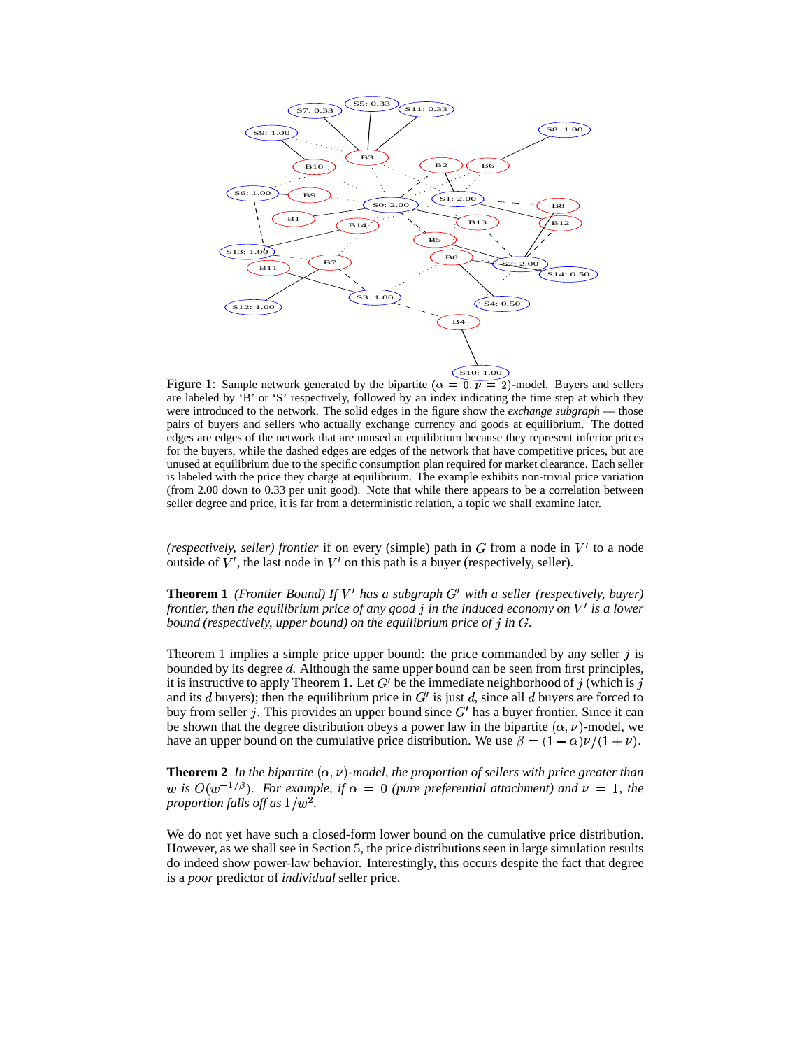Figure 1: Sample network generated by the bipartite ($\alpha = 0, \nu = 2$)-model. Buyers and sellers are labeled by 'B' or 'S' respectively, followed by an index indicating the time step at which they were introduced to the network. The solid edges in the figure show the *exchange subgraph* — those pairs of buyers and sellers who actually exchange currency and goods at equilibrium. The dotted edges are edges of the network that are unused at equilibrium because they represent inferior prices for the buyers, while the dashed edges are edges of the network that have competitive prices, but are unused at equilibrium due to the specific consumption plan required for market clearance. Each seller is labeled with the price they charge at equilibrium. The example exhibits non-trivial price variation (from 2.00 down to 0.33 per unit good). Note that while there appears to be a correlation between seller degree and price, it is far from a deterministic relation, a topic we shall examine later.

*(respectively, seller) frontier* if on every (simple) path in $G$ from a node in $V'$ to a node outside of $V'$, the last node in $V'$ on this path is a buyer (respectively, seller).

**Theorem 1** *(Frontier Bound) If $V'$ has a subgraph $G'$ with a seller (respectively, buyer) frontier, then the equilibrium price of any good $j$ in the induced economy on $V'$ is a lower bound (respectively, upper bound) on the equilibrium price of $j$ in $G$.*

Theorem 1 implies a simple price upper bound: the price commanded by any seller $j$ is bounded by its degree $d$. Although the same upper bound can be seen from first principles, it is instructive to apply Theorem 1. Let $G'$ be the immediate neighborhood of $j$ (which is $j$ and its $d$ buyers); then the equilibrium price in $G'$ is just $d$, since all $d$ buyers are forced to buy from seller $j$. This provides an upper bound since $G'$ has a buyer frontier. Since it can be shown that the degree distribution obeys a power law in the bipartite $(\alpha, \nu)$-model, we have an upper bound on the cumulative price distribution. We use $\beta = (1 - \alpha)\nu/(1 + \nu)$.

**Theorem 2** *In the bipartite $(\alpha, \nu)$-model, the proportion of sellers with price greater than $w$ is $O(w^{-1/\beta})$. For example, if $\alpha = 0$ (pure preferential attachment) and $\nu = 1$, the proportion falls off as $1/w^2$.*

We do not yet have such a closed-form lower bound on the cumulative price distribution. However, as we shall see in Section 5, the price distributions seen in large simulation results do indeed show power-law behavior. Interestingly, this occurs despite the fact that degree is a *poor* predictor of *individual* seller price.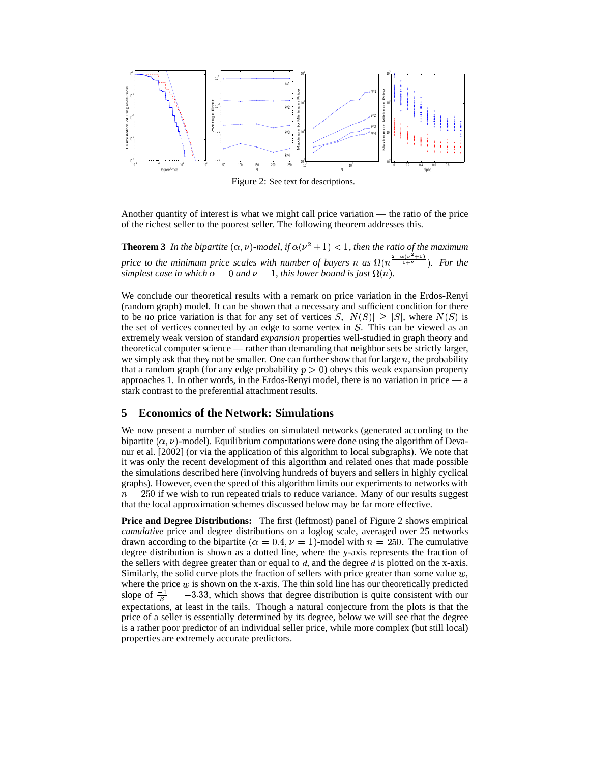Figure 2: See text for descriptions.

Another quantity of interest is what we might call price variation — the ratio of the price of the richest seller to the poorest seller. The following theorem addresses this.

**Theorem 3** *In the bipartite $(\alpha, \nu)$-model, if $\alpha(\nu^2 + 1) < 1$, then the ratio of the maximum price to the minimum price scales with number of buyers $n$ as $\Omega(n^{\frac{2-\alpha(\nu^2+1)}{1+\nu}})$. For the simplest case in which $\alpha = 0$ and $\nu = 1$, this lower bound is just $\Omega(n)$.*

We conclude our theoretical results with a remark on price variation in the Erdos-Renyi (random graph) model. It can be shown that a necessary and sufficient condition for there to be *no* price variation is that for any set of vertices $S$, $|N(S)| \geq |S|$, where $N(S)$ is the set of vertices connected by an edge to some vertex in $S$. This can be viewed as an extremely weak version of standard *expansion* properties well-studied in graph theory and theoretical computer science — rather than demanding that neighbor sets be strictly larger, we simply ask that they not be smaller. One can further show that for large $n$, the probability that a random graph (for any edge probability $p > 0$) obeys this weak expansion property approaches 1. In other words, in the Erdos-Renyi model, there is no variation in price — a stark contrast to the preferential attachment results.

## 5 Economics of the Network: Simulations

We now present a number of studies on simulated networks (generated according to the bipartite $(\alpha, \nu)$-model). Equilibrium computations were done using the algorithm of Devanur et al. [2002] (or via the application of this algorithm to local subgraphs). We note that it was only the recent development of this algorithm and related ones that made possible the simulations described here (involving hundreds of buyers and sellers in highly cyclical graphs). However, even the speed of this algorithm limits our experiments to networks with $n = 250$ if we wish to run repeated trials to reduce variance. Many of our results suggest that the local approximation schemes discussed below may be far more effective.

**Price and Degree Distributions:** The first (leftmost) panel of Figure 2 shows empirical *cumulative* price and degree distributions on a loglog scale, averaged over 25 networks drawn according to the bipartite $(\alpha = 0.4, \nu = 1)$-model with $n = 250$. The cumulative degree distribution is shown as a dotted line, where the y-axis represents the fraction of the sellers with degree greater than or equal to $d$, and the degree $d$ is plotted on the x-axis. Similarly, the solid curve plots the fraction of sellers with price greater than some value $w$, where the price $w$ is shown on the x-axis. The thin sold line has our theoretically predicted slope of $\frac{-1}{\beta} = -3.33$, which shows that degree distribution is quite consistent with our expectations, at least in the tails. Though a natural conjecture from the plots is that the price of a seller is essentially determined by its degree, below we will see that the degree is a rather poor predictor of an individual seller price, while more complex (but still local) properties are extremely accurate predictors.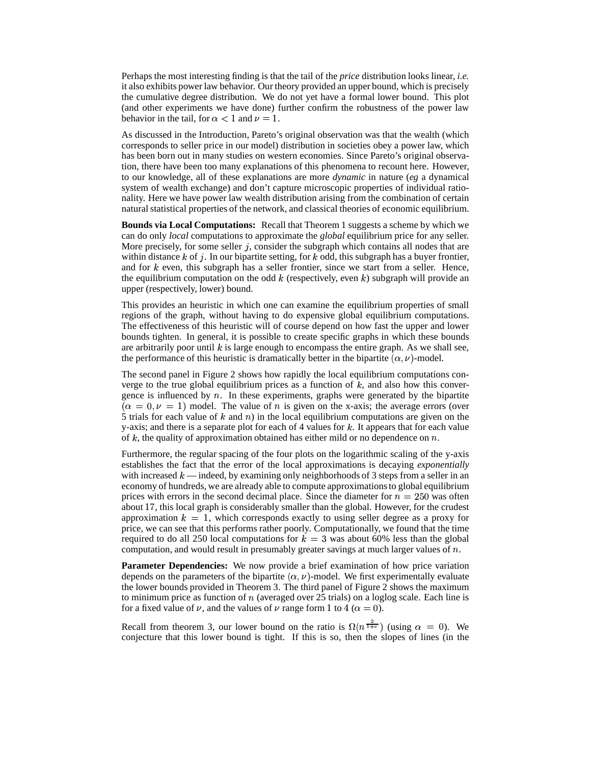Perhaps the most interesting finding is that the tail of the *price* distribution looks linear, *i.e.* it also exhibits power law behavior. Our theory provided an upper bound, which is precisely the cumulative degree distribution. We do not yet have a formal lower bound. This plot (and other experiments we have done) further confirm the robustness of the power law behavior in the tail, for $\alpha < 1$ and $\nu = 1$.

As discussed in the Introduction, Pareto's original observation was that the wealth (which corresponds to seller price in our model) distribution in societies obey a power law, which has been born out in many studies on western economies. Since Pareto's original observation, there have been too many explanations of this phenomena to recount here. However, to our knowledge, all of these explanations are more *dynamic* in nature (*eg* a dynamical system of wealth exchange) and don't capture microscopic properties of individual rationality. Here we have power law wealth distribution arising from the combination of certain natural statistical properties of the network, and classical theories of economic equilibrium.

**Bounds via Local Computations:** Recall that Theorem 1 suggests a scheme by which we can do only *local* computations to approximate the *global* equilibrium price for any seller. More precisely, for some seller $j$, consider the subgraph which contains all nodes that are within distance $k$ of $j$. In our bipartite setting, for $k$ odd, this subgraph has a buyer frontier, and for $k$ even, this subgraph has a seller frontier, since we start from a seller. Hence, the equilibrium computation on the odd $k$ (respectively, even $k$) subgraph will provide an upper (respectively, lower) bound.

This provides an heuristic in which one can examine the equilibrium properties of small regions of the graph, without having to do expensive global equilibrium computations. The effectiveness of this heuristic will of course depend on how fast the upper and lower bounds tighten. In general, it is possible to create specific graphs in which these bounds are arbitrarily poor until $k$ is large enough to encompass the entire graph. As we shall see, the performance of this heuristic is dramatically better in the bipartite $(\alpha, \nu)$-model.

The second panel in Figure 2 shows how rapidly the local equilibrium computations converge to the true global equilibrium prices as a function of $k$, and also how this convergence is influenced by $n$. In these experiments, graphs were generated by the bipartite $(\alpha = 0, \nu = 1)$ model. The value of $n$ is given on the x-axis; the average errors (over 5 trials for each value of $k$ and $n$) in the local equilibrium computations are given on the y-axis; and there is a separate plot for each of 4 values for $k$. It appears that for each value of $k$, the quality of approximation obtained has either mild or no dependence on $n$.

Furthermore, the regular spacing of the four plots on the logarithmic scaling of the y-axis establishes the fact that the error of the local approximations is decaying *exponentially* with increased $k$ — indeed, by examining only neighborhoods of 3 steps from a seller in an economy of hundreds, we are already able to compute approximations to global equilibrium prices with errors in the second decimal place. Since the diameter for $n = 250$ was often about 17, this local graph is considerably smaller than the global. However, for the crudest approximation $k = 1$, which corresponds exactly to using seller degree as a proxy for price, we can see that this performs rather poorly. Computationally, we found that the time required to do all 250 local computations for $k = 3$ was about 60% less than the global computation, and would result in presumably greater savings at much larger values of $n$.

**Parameter Dependencies:** We now provide a brief examination of how price variation depends on the parameters of the bipartite $(\alpha, \nu)$-model. We first experimentally evaluate the lower bounds provided in Theorem 3. The third panel of Figure 2 shows the maximum to minimum price as function of $n$ (averaged over 25 trials) on a loglog scale. Each line is for a fixed value of $\nu$, and the values of $\nu$ range form 1 to 4 ($\alpha = 0$).

Recall from theorem 3, our lower bound on the ratio is $\Omega(n^{\frac{2}{1+\nu}})$ (using $\alpha = 0$). We conjecture that this lower bound is tight. If this is so, then the slopes of lines (in the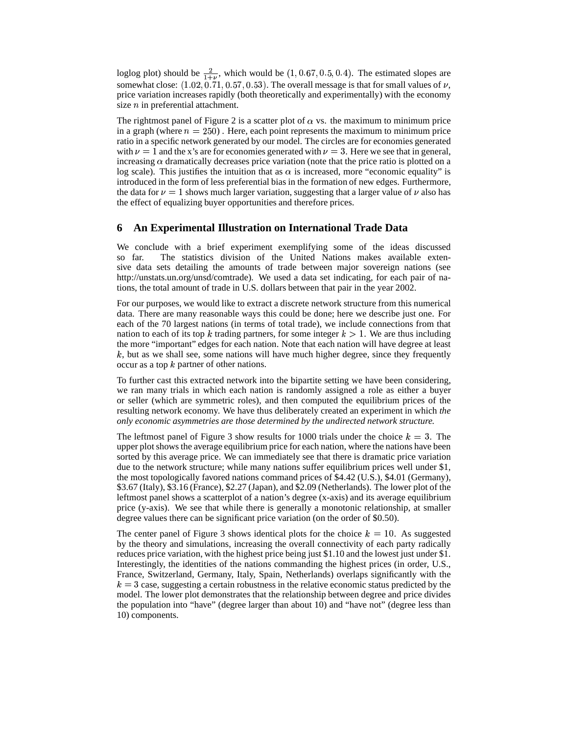loglog plot) should be $\frac{2}{1+\nu}$, which would be $(1, 0.67, 0.5, 0.4)$. The estimated slopes are somewhat close: $(1.02, 0.71, 0.57, 0.53)$. The overall message is that for small values of $\nu$, price variation increases rapidly (both theoretically and experimentally) with the economy size $n$ in preferential attachment.

The rightmost panel of Figure 2 is a scatter plot of $\alpha$ vs. the maximum to minimum price in a graph (where $n = 250$) . Here, each point represents the maximum to minimum price ratio in a specific network generated by our model. The circles are for economies generated with $\nu = 1$ and the x's are for economies generated with $\nu = 3$. Here we see that in general, increasing $\alpha$ dramatically decreases price variation (note that the price ratio is plotted on a log scale). This justifies the intuition that as $\alpha$ is increased, more "economic equality" is introduced in the form of less preferential bias in the formation of new edges. Furthermore, the data for $\nu = 1$ shows much larger variation, suggesting that a larger value of $\nu$ also has the effect of equalizing buyer opportunities and therefore prices.

## 6 An Experimental Illustration on International Trade Data

We conclude with a brief experiment exemplifying some of the ideas discussed so far. The statistics division of the United Nations makes available extensive data sets detailing the amounts of trade between major sovereign nations (see http://unstats.un.org/unsd/comtrade). We used a data set indicating, for each pair of nations, the total amount of trade in U.S. dollars between that pair in the year 2002.

For our purposes, we would like to extract a discrete network structure from this numerical data. There are many reasonable ways this could be done; here we describe just one. For each of the 70 largest nations (in terms of total trade), we include connections from that nation to each of its top $k$ trading partners, for some integer $k > 1$. We are thus including the more "important" edges for each nation. Note that each nation will have degree at least $k$, but as we shall see, some nations will have much higher degree, since they frequently occur as a top $k$ partner of other nations.

To further cast this extracted network into the bipartite setting we have been considering, we ran many trials in which each nation is randomly assigned a role as either a buyer or seller (which are symmetric roles), and then computed the equilibrium prices of the resulting network economy. We have thus deliberately created an experiment in which *the only economic asymmetries are those determined by the undirected network structure.*

The leftmost panel of Figure 3 show results for 1000 trials under the choice $k = 3$. The upper plot shows the average equilibrium price for each nation, where the nations have been sorted by this average price. We can immediately see that there is dramatic price variation due to the network structure; while many nations suffer equilibrium prices well under \$1, the most topologically favored nations command prices of \$4.42 (U.S.), \$4.01 (Germany), \$3.67 (Italy), \$3.16 (France), \$2.27 (Japan), and \$2.09 (Netherlands). The lower plot of the leftmost panel shows a scatterplot of a nation's degree (x-axis) and its average equilibrium price (y-axis). We see that while there is generally a monotonic relationship, at smaller degree values there can be significant price variation (on the order of \$0.50).

The center panel of Figure 3 shows identical plots for the choice $k = 10$. As suggested by the theory and simulations, increasing the overall connectivity of each party radically reduces price variation, with the highest price being just \$1.10 and the lowest just under \$1. Interestingly, the identities of the nations commanding the highest prices (in order, U.S., France, Switzerland, Germany, Italy, Spain, Netherlands) overlaps significantly with the $k = 3$ case, suggesting a certain robustness in the relative economic status predicted by the model. The lower plot demonstrates that the relationship between degree and price divides the population into "have" (degree larger than about 10) and "have not" (degree less than 10) components.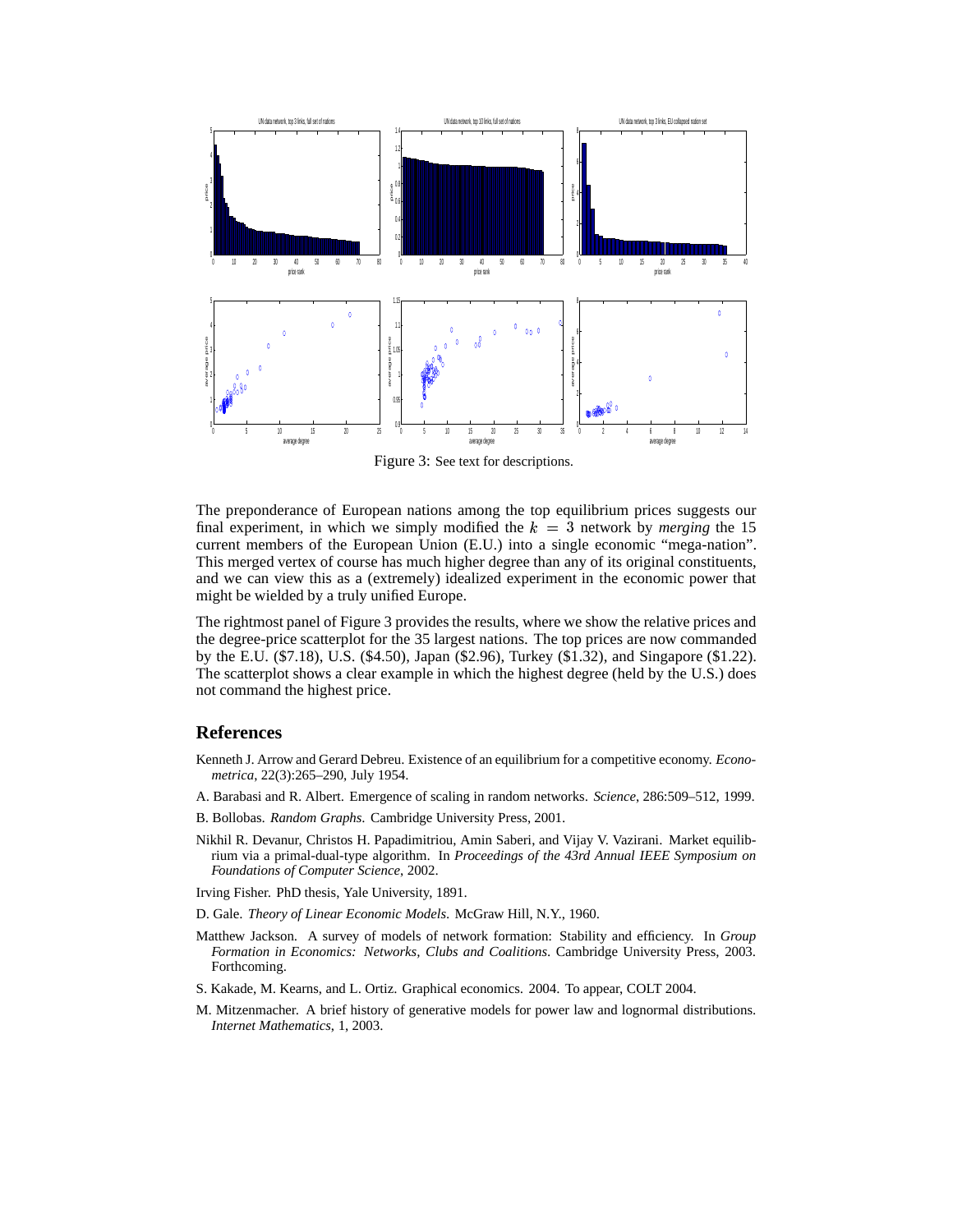UN data network, top 3 links, full set of nations

UN data network, top 10 links, full set of nations

UN data network, top 3 links, EU collapsed nation set

price rank

price rank

price rank

average degree

average degree

average degree

Figure 3: See text for descriptions.

The preponderance of European nations among the top equilibrium prices suggests our final experiment, in which we simply modified the $k = 3$ network by *merging* the 15 current members of the European Union (E.U.) into a single economic "mega-nation". This merged vertex of course has much higher degree than any of its original constituents, and we can view this as a (extremely) idealized experiment in the economic power that might be wielded by a truly unified Europe.

The rightmost panel of Figure 3 provides the results, where we show the relative prices and the degree-price scatterplot for the 35 largest nations. The top prices are now commanded by the E.U. ($7.18), U.S. ($4.50), Japan ($2.96), Turkey ($1.32), and Singapore ($1.22). The scatterplot shows a clear example in which the highest degree (held by the U.S.) does not command the highest price.

## References

Kenneth J. Arrow and Gerard Debreu. Existence of an equilibrium for a competitive economy. *Econometrica*, 22(3):265–290, July 1954.

A. Barabasi and R. Albert. Emergence of scaling in random networks. *Science*, 286:509–512, 1999.

B. Bollobas. *Random Graphs*. Cambridge University Press, 2001.

Nikhil R. Devanur, Christos H. Papadimitriou, Amin Saberi, and Vijay V. Vazirani. Market equilibrium via a primal-dual-type algorithm. In *Proceedings of the 43rd Annual IEEE Symposium on Foundations of Computer Science*, 2002.

Irving Fisher. PhD thesis, Yale University, 1891.

D. Gale. *Theory of Linear Economic Models*. McGraw Hill, N.Y., 1960.

Matthew Jackson. A survey of models of network formation: Stability and efficiency. In *Group Formation in Economics: Networks, Clubs and Coalitions*. Cambridge University Press, 2003. Forthcoming.

S. Kakade, M. Kearns, and L. Ortiz. Graphical economics. 2004. To appear, COLT 2004.

M. Mitzenmacher. A brief history of generative models for power law and lognormal distributions. *Internet Mathematics*, 1, 2003.